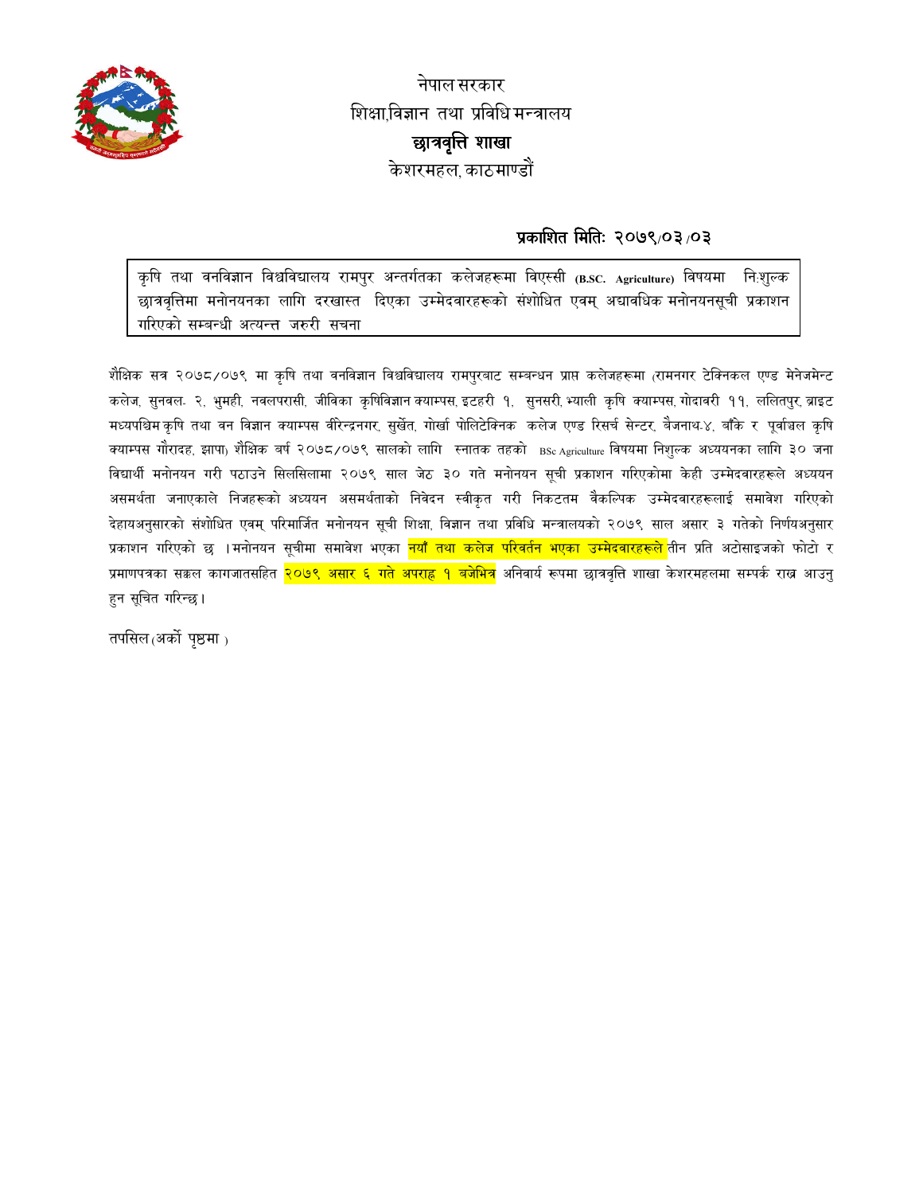नेपाल सरकार
शिक्षा,विज्ञान तथा प्रविधि मन्त्रालय
**छात्रवृत्ति शाखा**
केशरमहल, काठमाण्डौं

**प्रकाशित मितिः २०७९/०३/०३**

कृषि तथा वनविज्ञान विश्वविद्यालय रामपुर अन्तर्गतका कलेजहरूमा विएस्सी (B.SC. Agriculture) विषयमा नि:शुल्क छात्रवृत्तिमा मनोनयनका लागि दरखास्त दिएका उम्मेदवारहरूको संशोधित एवम् अद्यावधिक मनोनयनसूची प्रकाशन गरिएको सम्बन्धी अत्यन्त जरुरी सचना

शैक्षिक सत्र २०७८/०७९ मा कृषि तथा वनविज्ञान विश्वविद्यालय रामपुरबाट सम्बन्धन प्राप्त कलेजहरूमा (रामनगर टेक्निकल एण्ड मेनेजमेन्ट कलेज, सुनवल- २, भुमही, नवलपरासी, जीविका कृषिविज्ञान क्याम्पस, इटहरी १, सुनसरी, भ्याली कृषि क्याम्पस, गोदावरी ११, ललितपुर, ब्राइट मध्यपश्चिम कृषि तथा वन विज्ञान क्याम्पस वीरेन्द्रनगर, सुर्खेत, गोर्खा पोलिटेक्निक कलेज एण्ड रिसर्च सेन्टर, बैजनाथ-४, बाँके र पूर्वाञ्चल कृषि क्याम्पस गौरादह, झापा) शैक्षिक बर्ष २०७८/०७९ सालको लागि स्नातक तहको BSc Agriculture विषयमा निशुल्क अध्ययनका लागि ३० जना विद्यार्थी मनोनयन गरी पठाउने सिलसिलामा २०७९ साल जेठ ३० गते मनोनयन सूची प्रकाशन गरिएकोमा केही उम्मेदवारहरूले अध्ययन असमर्थता जनाएकाले निजहरूको अध्ययन असमर्थताको निवेदन स्वीकृत गरी निकटतम वैकल्पिक उम्मेदवारहरूलाई समावेश गरिएको देहायअनुसारको संशोधित एवम् परिमार्जित मनोनयन सूची शिक्षा, विज्ञान तथा प्रविधि मन्त्रालयको २०७९ साल असार ३ गतेको निर्णयअनुसार प्रकाशन गरिएको छ ।मनोनयन सूचीमा समावेश भएका नयाँ तथा कलेज परिवर्तन भएका उम्मेदवारहरूले तीन प्रति अटोसाइजको फोटो र प्रमाणपत्रका सक्कल कागजातसहित २०७९ असार ६ गते अपराह्न १ बजेभित्र अनिवार्य रूपमा छात्रवृत्ति शाखा केशरमहलमा सम्पर्क राख्न आउनु हुन सूचित गरिन्छ।

तपसिल (अर्को पृष्ठमा )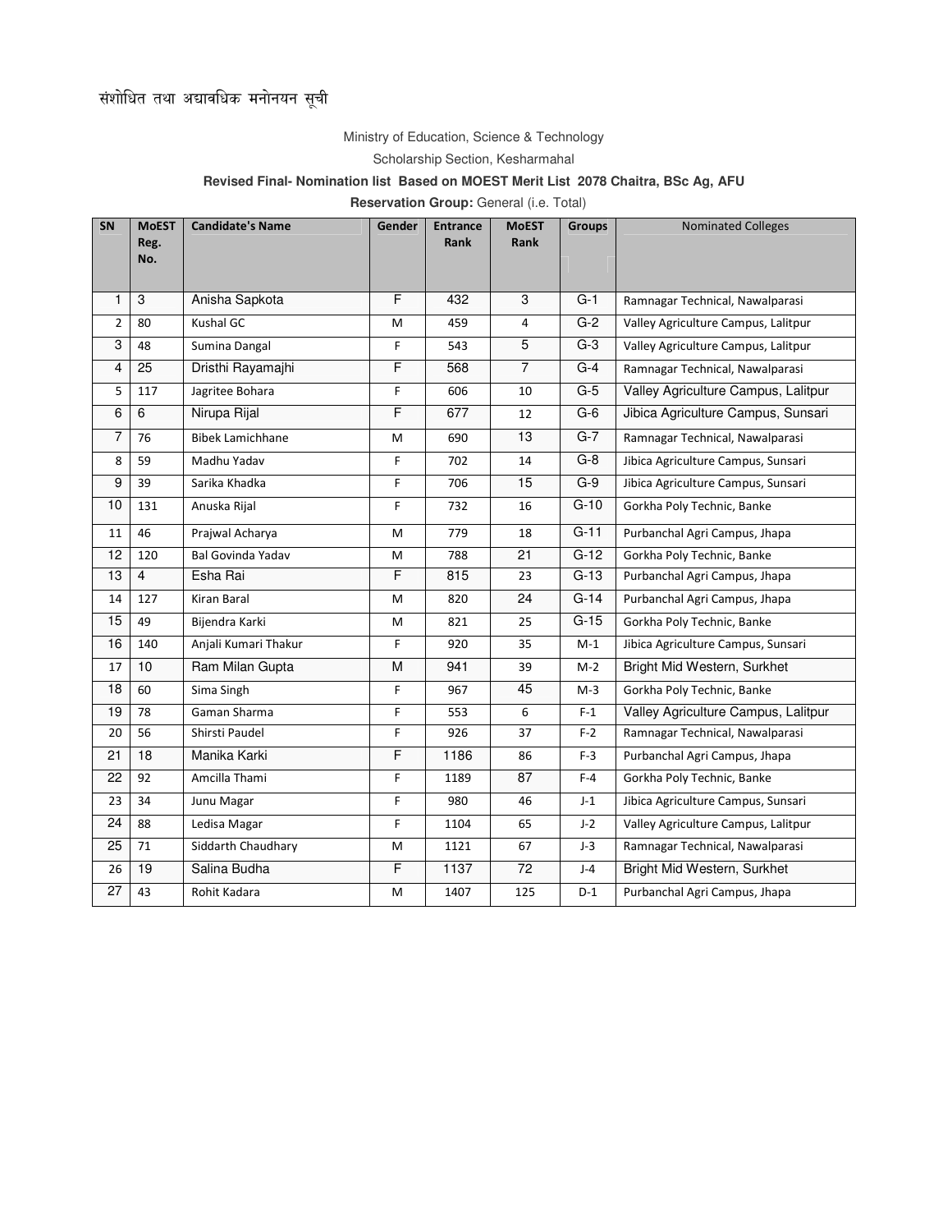संशोधित तथा अद्यावधिक मनोनयन सूची

Ministry of Education, Science & Technology

Scholarship Section, Kesharmahal

**Revised Final- Nomination list Based on MOEST Merit List 2078 Chaitra, BSc Ag, AFU**

**Reservation Group:** General (i.e. Total)

| SN | MoEST Reg. No. | Candidate's Name | Gender | Entrance Rank | MoEST Rank | Groups | Nominated Colleges |
|---|---|---|---|---|---|---|---|
| 1 | 3 | Anisha Sapkota | F | 432 | 3 | G-1 | Ramnagar Technical, Nawalparasi |
| 2 | 80 | Kushal GC | M | 459 | 4 | G-2 | Valley Agriculture Campus, Lalitpur |
| 3 | 48 | Sumina Dangal | F | 543 | 5 | G-3 | Valley Agriculture Campus, Lalitpur |
| 4 | 25 | Dristhi Rayamajhi | F | 568 | 7 | G-4 | Ramnagar Technical, Nawalparasi |
| 5 | 117 | Jagritee Bohara | F | 606 | 10 | G-5 | Valley Agriculture Campus, Lalitpur |
| 6 | 6 | Nirupa Rijal | F | 677 | 12 | G-6 | Jibica Agriculture Campus, Sunsari |
| 7 | 76 | Bibek Lamichhane | M | 690 | 13 | G-7 | Ramnagar Technical, Nawalparasi |
| 8 | 59 | Madhu Yadav | F | 702 | 14 | G-8 | Jibica Agriculture Campus, Sunsari |
| 9 | 39 | Sarika Khadka | F | 706 | 15 | G-9 | Jibica Agriculture Campus, Sunsari |
| 10 | 131 | Anuska Rijal | F | 732 | 16 | G-10 | Gorkha Poly Technic, Banke |
| 11 | 46 | Prajwal Acharya | M | 779 | 18 | G-11 | Purbanchal Agri Campus, Jhapa |
| 12 | 120 | Bal Govinda Yadav | M | 788 | 21 | G-12 | Gorkha Poly Technic, Banke |
| 13 | 4 | Esha Rai | F | 815 | 23 | G-13 | Purbanchal Agri Campus, Jhapa |
| 14 | 127 | Kiran Baral | M | 820 | 24 | G-14 | Purbanchal Agri Campus, Jhapa |
| 15 | 49 | Bijendra Karki | M | 821 | 25 | G-15 | Gorkha Poly Technic, Banke |
| 16 | 140 | Anjali Kumari Thakur | F | 920 | 35 | M-1 | Jibica Agriculture Campus, Sunsari |
| 17 | 10 | Ram Milan Gupta | M | 941 | 39 | M-2 | Bright Mid Western, Surkhet |
| 18 | 60 | Sima Singh | F | 967 | 45 | M-3 | Gorkha Poly Technic, Banke |
| 19 | 78 | Gaman Sharma | F | 553 | 6 | F-1 | Valley Agriculture Campus, Lalitpur |
| 20 | 56 | Shirsti Paudel | F | 926 | 37 | F-2 | Ramnagar Technical, Nawalparasi |
| 21 | 18 | Manika Karki | F | 1186 | 86 | F-3 | Purbanchal Agri Campus, Jhapa |
| 22 | 92 | Amcilla Thami | F | 1189 | 87 | F-4 | Gorkha Poly Technic, Banke |
| 23 | 34 | Junu Magar | F | 980 | 46 | J-1 | Jibica Agriculture Campus, Sunsari |
| 24 | 88 | Ledisa Magar | F | 1104 | 65 | J-2 | Valley Agriculture Campus, Lalitpur |
| 25 | 71 | Siddarth Chaudhary | M | 1121 | 67 | J-3 | Ramnagar Technical, Nawalparasi |
| 26 | 19 | Salina Budha | F | 1137 | 72 | J-4 | Bright Mid Western, Surkhet |
| 27 | 43 | Rohit Kadara | M | 1407 | 125 | D-1 | Purbanchal Agri Campus, Jhapa |